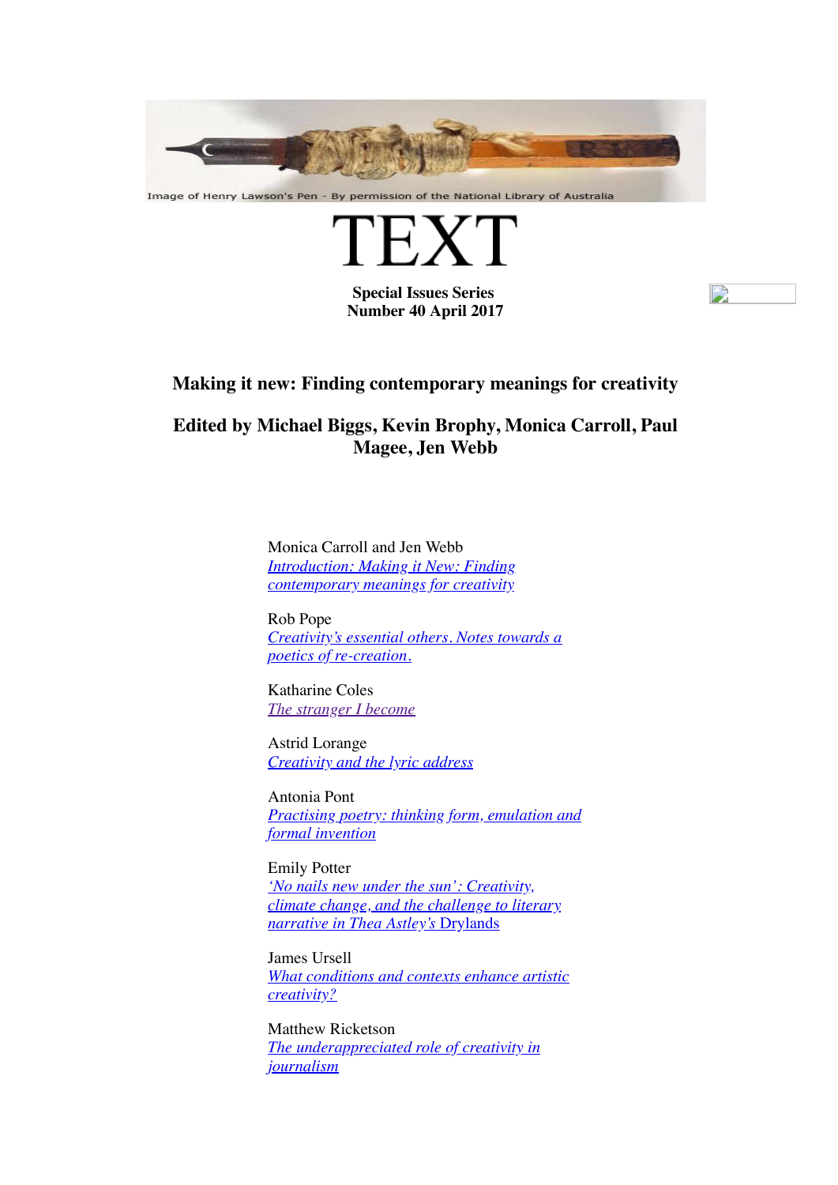Image of Henry Lawson's Pen - By permission of the National Library of Australia

# TEXT

**Special Issues Series**
**Number 40 April 2017**

## Making it new: Finding contemporary meanings for creativity

## Edited by Michael Biggs, Kevin Brophy, Monica Carroll, Paul Magee, Jen Webb

Monica Carroll and Jen Webb
*Introduction: Making it New: Finding contemporary meanings for creativity*

Rob Pope
*Creativity's essential others. Notes towards a poetics of re-creation.*

Katharine Coles
*The stranger I become*

Astrid Lorange
*Creativity and the lyric address*

Antonia Pont
*Practising poetry: thinking form, emulation and formal invention*

Emily Potter
*'No nails new under the sun': Creativity, climate change, and the challenge to literary narrative in Thea Astley's* Drylands

James Ursell
*What conditions and contexts enhance artistic creativity?*

Matthew Ricketson
*The underappreciated role of creativity in journalism*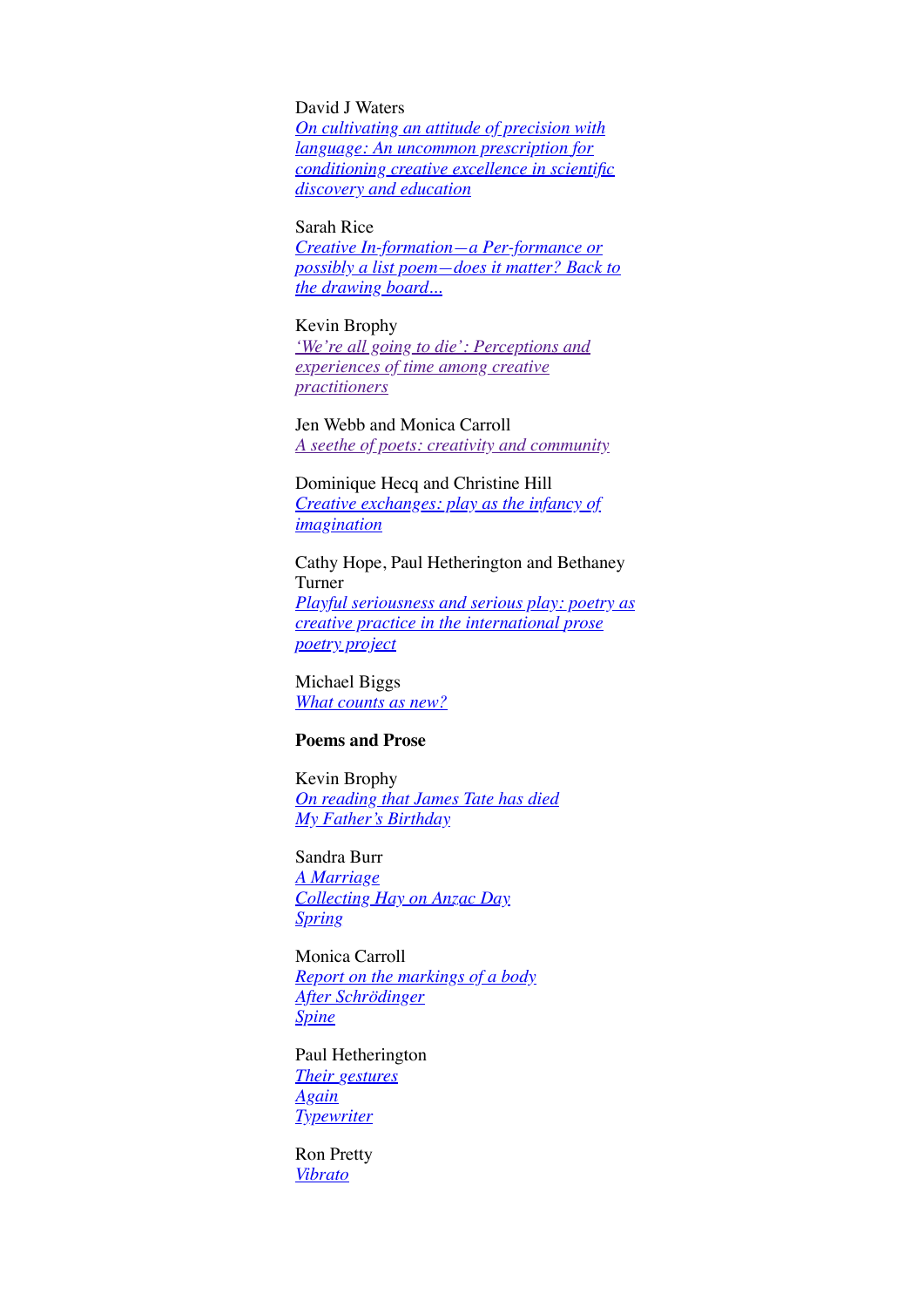David J Waters
*On cultivating an attitude of precision with language: An uncommon prescription for conditioning creative excellence in scientific discovery and education*

Sarah Rice
*Creative In-formation—a Per-formance or possibly a list poem—does it matter? Back to the drawing board…*

Kevin Brophy
*'We're all going to die': Perceptions and experiences of time among creative practitioners*

Jen Webb and Monica Carroll
*A seethe of poets: creativity and community*

Dominique Hecq and Christine Hill
*Creative exchanges: play as the infancy of imagination*

Cathy Hope, Paul Hetherington and Bethaney Turner
*Playful seriousness and serious play: poetry as creative practice in the international prose poetry project*

Michael Biggs
*What counts as new?*

**Poems and Prose**

Kevin Brophy
*On reading that James Tate has died*
*My Father's Birthday*

Sandra Burr
*A Marriage*
*Collecting Hay on Anzac Day*
*Spring*

Monica Carroll
*Report on the markings of a body*
*After Schrödinger*
*Spine*

Paul Hetherington
*Their gestures*
*Again*
*Typewriter*

Ron Pretty
*Vibrato*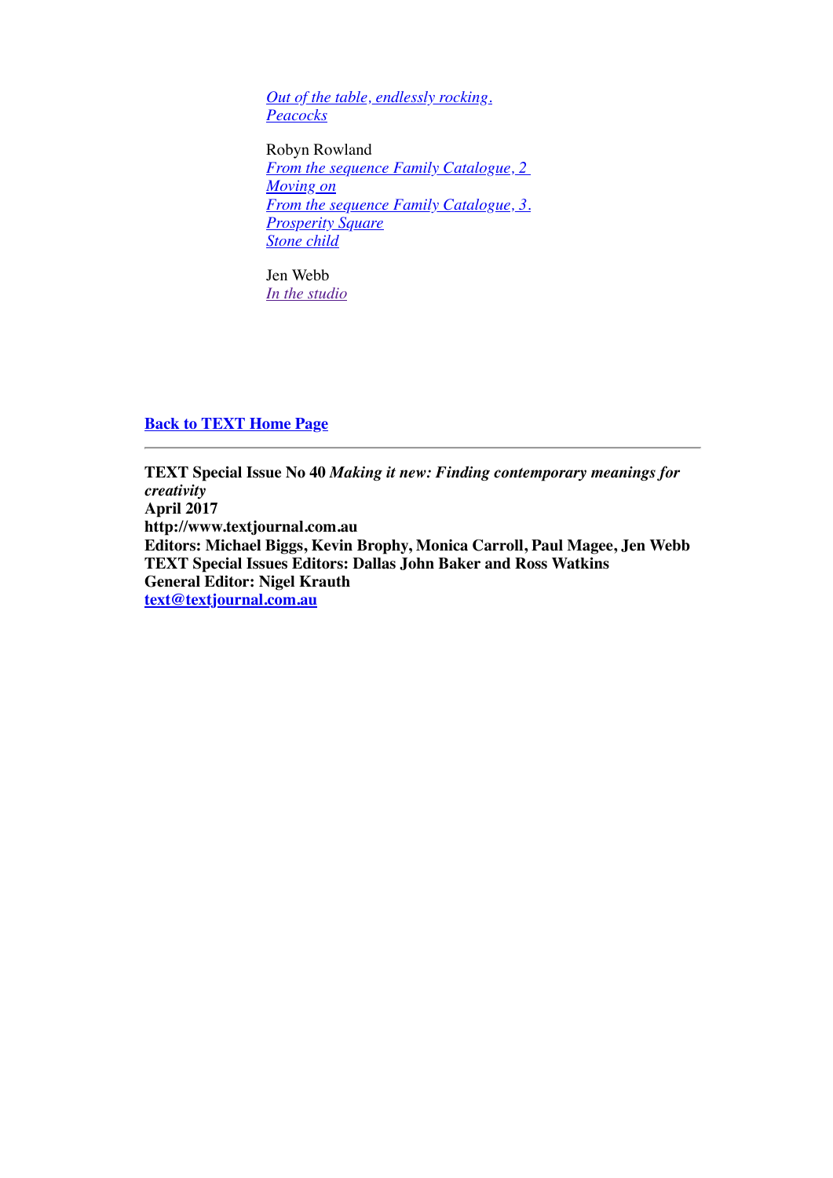*Out of the table, endlessly rocking.*
*Peacocks*

Robyn Rowland
*From the sequence Family Catalogue, 2*
*Moving on*
*From the sequence Family Catalogue, 3.*
*Prosperity Square*
*Stone child*

Jen Webb
*In the studio*

**Back to TEXT Home Page**

---

**TEXT Special Issue No 40** ***Making it new: Finding contemporary meanings for creativity***
**April 2017**
**http://www.textjournal.com.au**
**Editors: Michael Biggs, Kevin Brophy, Monica Carroll, Paul Magee, Jen Webb**
**TEXT Special Issues Editors: Dallas John Baker and Ross Watkins**
**General Editor: Nigel Krauth**
**text@textjournal.com.au**